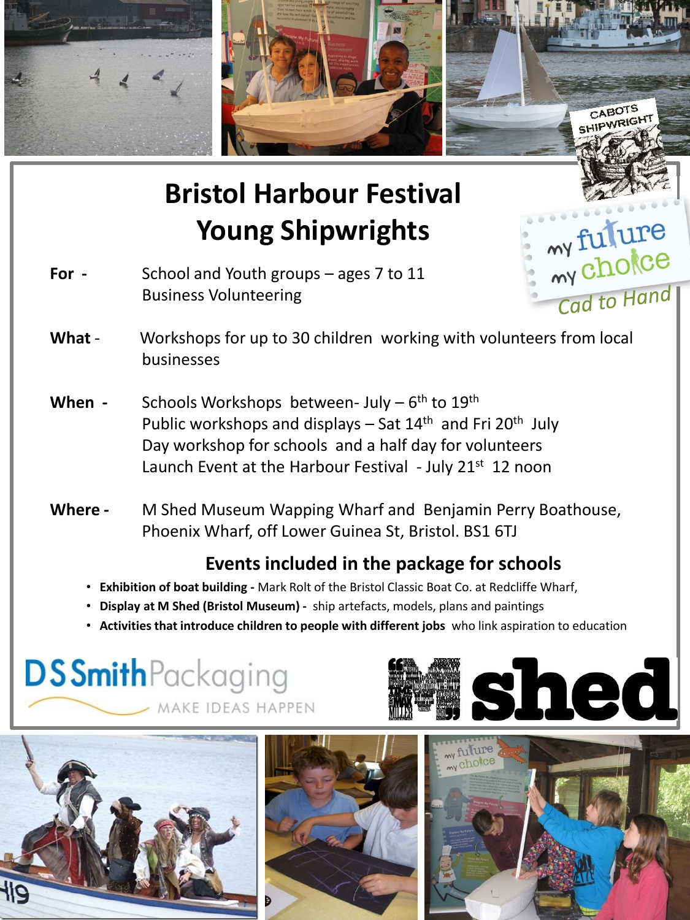# Bristol Harbour Festival Young Shipwrights

CABOTS SHIPWRIGHT

my future my choice
*Cad to Hand*

**For -** School and Youth groups – ages 7 to 11
Business Volunteering

**What -** Workshops for up to 30 children working with volunteers from local businesses

**When -** Schools Workshops between- July – 6th to 19th
Public workshops and displays – Sat 14th and Fri 20th July
Day workshop for schools and a half day for volunteers
Launch Event at the Harbour Festival - July 21st 12 noon

**Where -** M Shed Museum Wapping Wharf and Benjamin Perry Boathouse, Phoenix Wharf, off Lower Guinea St, Bristol. BS1 6TJ

## Events included in the package for schools

- **Exhibition of boat building -** Mark Rolt of the Bristol Classic Boat Co. at Redcliffe Wharf,
- **Display at M Shed (Bristol Museum) -** ship artefacts, models, plans and paintings
- **Activities that introduce children to people with different jobs** who link aspiration to education

DS Smith Packaging
MAKE IDEAS HAPPEN

M shed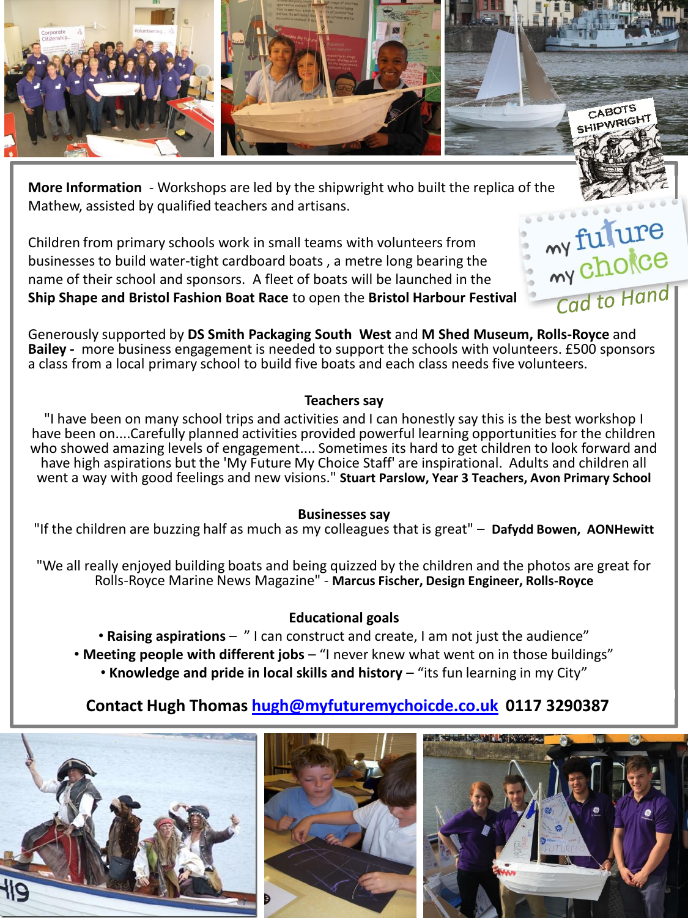**More Information** - Workshops are led by the shipwright who built the replica of the Mathew, assisted by qualified teachers and artisans.

Children from primary schools work in small teams with volunteers from businesses to build water-tight cardboard boats , a metre long bearing the name of their school and sponsors. A fleet of boats will be launched in the **Ship Shape and Bristol Fashion Boat Race** to open the **Bristol Harbour Festival**

Generously supported by **DS Smith Packaging South West** and **M Shed Museum, Rolls-Royce** and **Bailey -** more business engagement is needed to support the schools with volunteers. £500 sponsors a class from a local primary school to build five boats and each class needs five volunteers.

**Teachers say**

"I have been on many school trips and activities and I can honestly say this is the best workshop I have been on....Carefully planned activities provided powerful learning opportunities for the children who showed amazing levels of engagement.... Sometimes its hard to get children to look forward and have high aspirations but the 'My Future My Choice Staff' are inspirational. Adults and children all went a way with good feelings and new visions." **Stuart Parslow, Year 3 Teachers, Avon Primary School**

**Businesses say**

"If the children are buzzing half as much as my colleagues that is great" – **Dafydd Bowen, AONHewitt**

"We all really enjoyed building boats and being quizzed by the children and the photos are great for Rolls-Royce Marine News Magazine" - **Marcus Fischer, Design Engineer, Rolls-Royce**

**Educational goals**

- **Raising aspirations** – " I can construct and create, I am not just the audience"
- **Meeting people with different jobs** – "I never knew what went on in those buildings"
- **Knowledge and pride in local skills and history** – "its fun learning in my City"

**Contact Hugh Thomas [hugh@myfuturemychoicde.co.uk](mailto:hugh@myfuturemychoicde.co.uk) 0117 3290387**